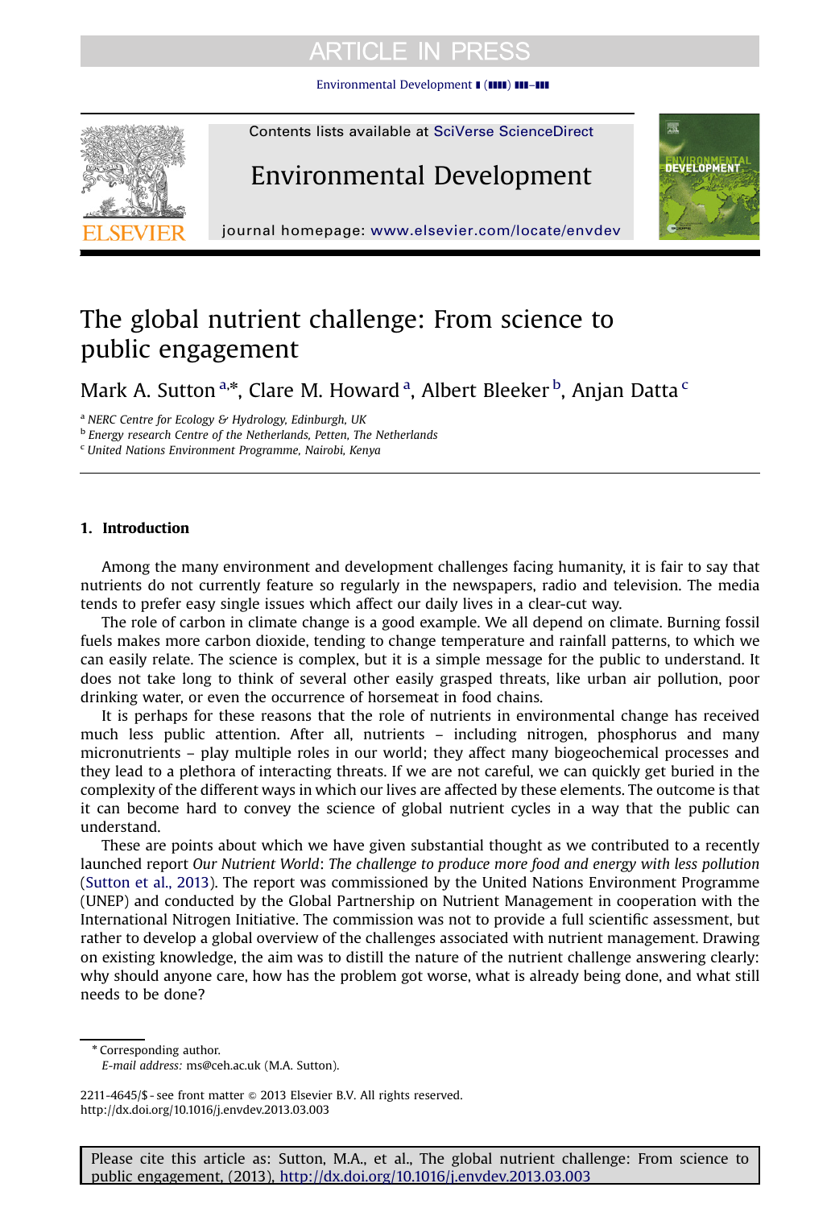# The global nutrient challenge: From science to public engagement

Mark A. Sutton [a,*], Clare M. Howard [a], Albert Bleeker [b], Anjan Datta [c]

[a] NERC Centre for Ecology & Hydrology, Edinburgh, UK

[b] Energy research Centre of the Netherlands, Petten, The Netherlands

[c] United Nations Environment Programme, Nairobi, Kenya

## 1. Introduction

Among the many environment and development challenges facing humanity, it is fair to say that nutrients do not currently feature so regularly in the newspapers, radio and television. The media tends to prefer easy single issues which affect our daily lives in a clear-cut way.

The role of carbon in climate change is a good example. We all depend on climate. Burning fossil fuels makes more carbon dioxide, tending to change temperature and rainfall patterns, to which we can easily relate. The science is complex, but it is a simple message for the public to understand. It does not take long to think of several other easily grasped threats, like urban air pollution, poor drinking water, or even the occurrence of horsemeat in food chains.

It is perhaps for these reasons that the role of nutrients in environmental change has received much less public attention. After all, nutrients – including nitrogen, phosphorus and many micronutrients – play multiple roles in our world; they affect many biogeochemical processes and they lead to a plethora of interacting threats. If we are not careful, we can quickly get buried in the complexity of the different ways in which our lives are affected by these elements. The outcome is that it can become hard to convey the science of global nutrient cycles in a way that the public can understand.

These are points about which we have given substantial thought as we contributed to a recently launched report *Our Nutrient World*: *The challenge to produce more food and energy with less pollution* (Sutton et al., 2013). The report was commissioned by the United Nations Environment Programme (UNEP) and conducted by the Global Partnership on Nutrient Management in cooperation with the International Nitrogen Initiative. The commission was not to provide a full scientific assessment, but rather to develop a global overview of the challenges associated with nutrient management. Drawing on existing knowledge, the aim was to distill the nature of the nutrient challenge answering clearly: why should anyone care, how has the problem got worse, what is already being done, and what still needs to be done?

\* Corresponding author.
*E-mail address:* ms@ceh.ac.uk (M.A. Sutton).

2211-4645/$ - see front matter © 2013 Elsevier B.V. All rights reserved.
http://dx.doi.org/10.1016/j.envdev.2013.03.003

Please cite this article as: Sutton, M.A., et al., The global nutrient challenge: From science to public engagement, (2013), http://dx.doi.org/10.1016/j.envdev.2013.03.003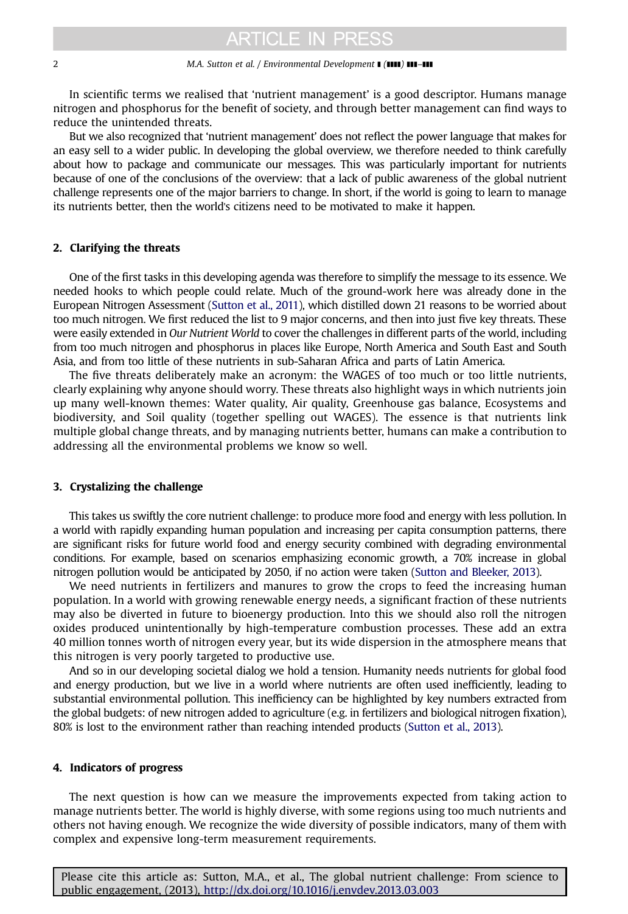In scientific terms we realised that 'nutrient management' is a good descriptor. Humans manage nitrogen and phosphorus for the benefit of society, and through better management can find ways to reduce the unintended threats.

But we also recognized that 'nutrient management' does not reflect the power language that makes for an easy sell to a wider public. In developing the global overview, we therefore needed to think carefully about how to package and communicate our messages. This was particularly important for nutrients because of one of the conclusions of the overview: that a lack of public awareness of the global nutrient challenge represents one of the major barriers to change. In short, if the world is going to learn to manage its nutrients better, then the world's citizens need to be motivated to make it happen.

## 2. Clarifying the threats

One of the first tasks in this developing agenda was therefore to simplify the message to its essence. We needed hooks to which people could relate. Much of the ground-work here was already done in the European Nitrogen Assessment (Sutton et al., 2011), which distilled down 21 reasons to be worried about too much nitrogen. We first reduced the list to 9 major concerns, and then into just five key threats. These were easily extended in *Our Nutrient World* to cover the challenges in different parts of the world, including from too much nitrogen and phosphorus in places like Europe, North America and South East and South Asia, and from too little of these nutrients in sub-Saharan Africa and parts of Latin America.

The five threats deliberately make an acronym: the WAGES of too much or too little nutrients, clearly explaining why anyone should worry. These threats also highlight ways in which nutrients join up many well-known themes: Water quality, Air quality, Greenhouse gas balance, Ecosystems and biodiversity, and Soil quality (together spelling out WAGES). The essence is that nutrients link multiple global change threats, and by managing nutrients better, humans can make a contribution to addressing all the environmental problems we know so well.

## 3. Crystalizing the challenge

This takes us swiftly the core nutrient challenge: to produce more food and energy with less pollution. In a world with rapidly expanding human population and increasing per capita consumption patterns, there are significant risks for future world food and energy security combined with degrading environmental conditions. For example, based on scenarios emphasizing economic growth, a 70% increase in global nitrogen pollution would be anticipated by 2050, if no action were taken (Sutton and Bleeker, 2013).

We need nutrients in fertilizers and manures to grow the crops to feed the increasing human population. In a world with growing renewable energy needs, a significant fraction of these nutrients may also be diverted in future to bioenergy production. Into this we should also roll the nitrogen oxides produced unintentionally by high-temperature combustion processes. These add an extra 40 million tonnes worth of nitrogen every year, but its wide dispersion in the atmosphere means that this nitrogen is very poorly targeted to productive use.

And so in our developing societal dialog we hold a tension. Humanity needs nutrients for global food and energy production, but we live in a world where nutrients are often used inefficiently, leading to substantial environmental pollution. This inefficiency can be highlighted by key numbers extracted from the global budgets: of new nitrogen added to agriculture (e.g. in fertilizers and biological nitrogen fixation), 80% is lost to the environment rather than reaching intended products (Sutton et al., 2013).

## 4. Indicators of progress

The next question is how can we measure the improvements expected from taking action to manage nutrients better. The world is highly diverse, with some regions using too much nutrients and others not having enough. We recognize the wide diversity of possible indicators, many of them with complex and expensive long-term measurement requirements.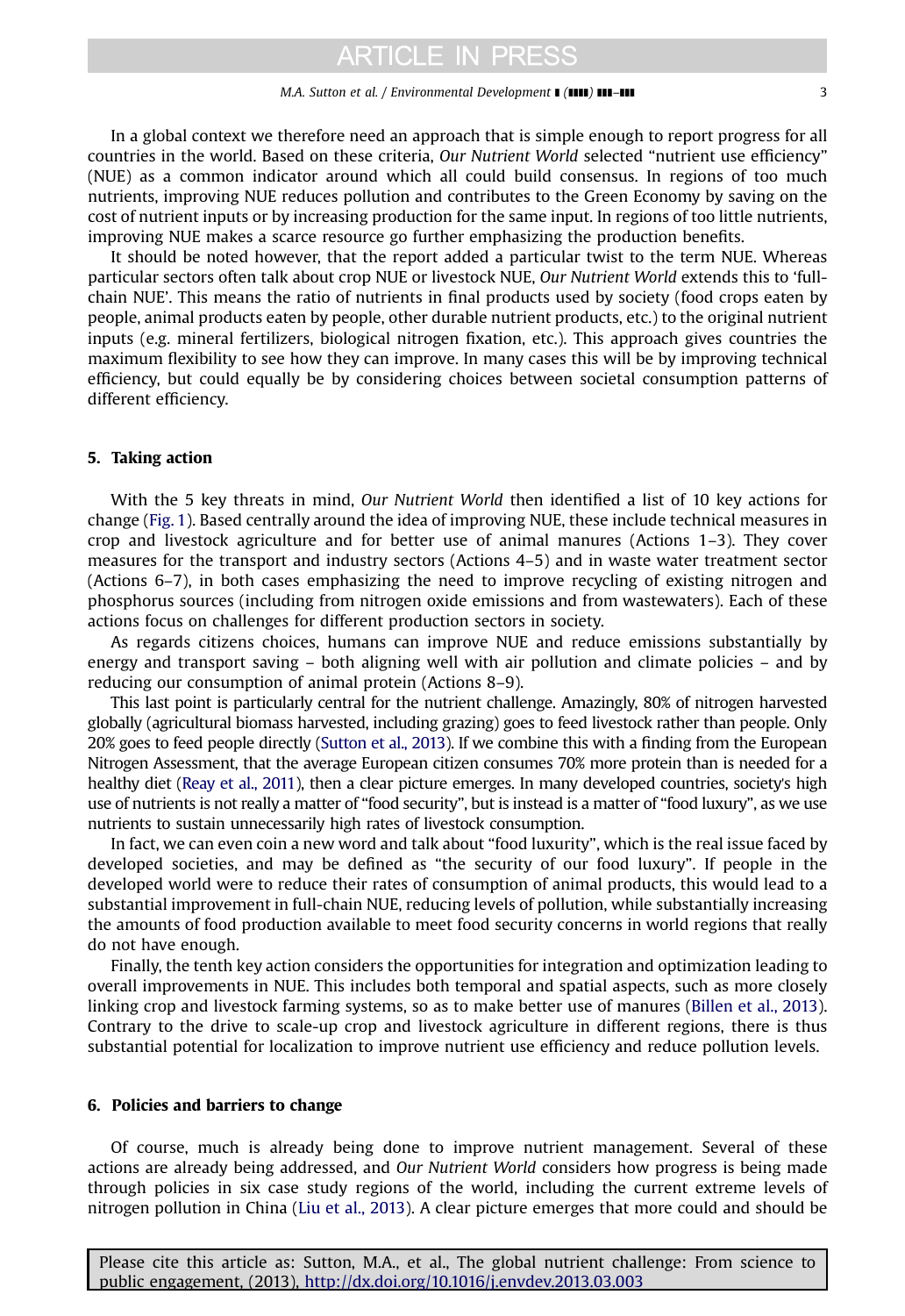In a global context we therefore need an approach that is simple enough to report progress for all countries in the world. Based on these criteria, *Our Nutrient World* selected "nutrient use efficiency" (NUE) as a common indicator around which all could build consensus. In regions of too much nutrients, improving NUE reduces pollution and contributes to the Green Economy by saving on the cost of nutrient inputs or by increasing production for the same input. In regions of too little nutrients, improving NUE makes a scarce resource go further emphasizing the production benefits.

It should be noted however, that the report added a particular twist to the term NUE. Whereas particular sectors often talk about crop NUE or livestock NUE, *Our Nutrient World* extends this to 'full-chain NUE'. This means the ratio of nutrients in final products used by society (food crops eaten by people, animal products eaten by people, other durable nutrient products, etc.) to the original nutrient inputs (e.g. mineral fertilizers, biological nitrogen fixation, etc.). This approach gives countries the maximum flexibility to see how they can improve. In many cases this will be by improving technical efficiency, but could equally be by considering choices between societal consumption patterns of different efficiency.

## 5. Taking action

With the 5 key threats in mind, *Our Nutrient World* then identified a list of 10 key actions for change (Fig. 1). Based centrally around the idea of improving NUE, these include technical measures in crop and livestock agriculture and for better use of animal manures (Actions 1–3). They cover measures for the transport and industry sectors (Actions 4–5) and in waste water treatment sector (Actions 6–7), in both cases emphasizing the need to improve recycling of existing nitrogen and phosphorus sources (including from nitrogen oxide emissions and from wastewaters). Each of these actions focus on challenges for different production sectors in society.

As regards citizens choices, humans can improve NUE and reduce emissions substantially by energy and transport saving – both aligning well with air pollution and climate policies – and by reducing our consumption of animal protein (Actions 8–9).

This last point is particularly central for the nutrient challenge. Amazingly, 80% of nitrogen harvested globally (agricultural biomass harvested, including grazing) goes to feed livestock rather than people. Only 20% goes to feed people directly (Sutton et al., 2013). If we combine this with a finding from the European Nitrogen Assessment, that the average European citizen consumes 70% more protein than is needed for a healthy diet (Reay et al., 2011), then a clear picture emerges. In many developed countries, society's high use of nutrients is not really a matter of "food security", but is instead is a matter of "food luxury", as we use nutrients to sustain unnecessarily high rates of livestock consumption.

In fact, we can even coin a new word and talk about "food luxurity", which is the real issue faced by developed societies, and may be defined as "the security of our food luxury". If people in the developed world were to reduce their rates of consumption of animal products, this would lead to a substantial improvement in full-chain NUE, reducing levels of pollution, while substantially increasing the amounts of food production available to meet food security concerns in world regions that really do not have enough.

Finally, the tenth key action considers the opportunities for integration and optimization leading to overall improvements in NUE. This includes both temporal and spatial aspects, such as more closely linking crop and livestock farming systems, so as to make better use of manures (Billen et al., 2013). Contrary to the drive to scale-up crop and livestock agriculture in different regions, there is thus substantial potential for localization to improve nutrient use efficiency and reduce pollution levels.

## 6. Policies and barriers to change

Of course, much is already being done to improve nutrient management. Several of these actions are already being addressed, and *Our Nutrient World* considers how progress is being made through policies in six case study regions of the world, including the current extreme levels of nitrogen pollution in China (Liu et al., 2013). A clear picture emerges that more could and should be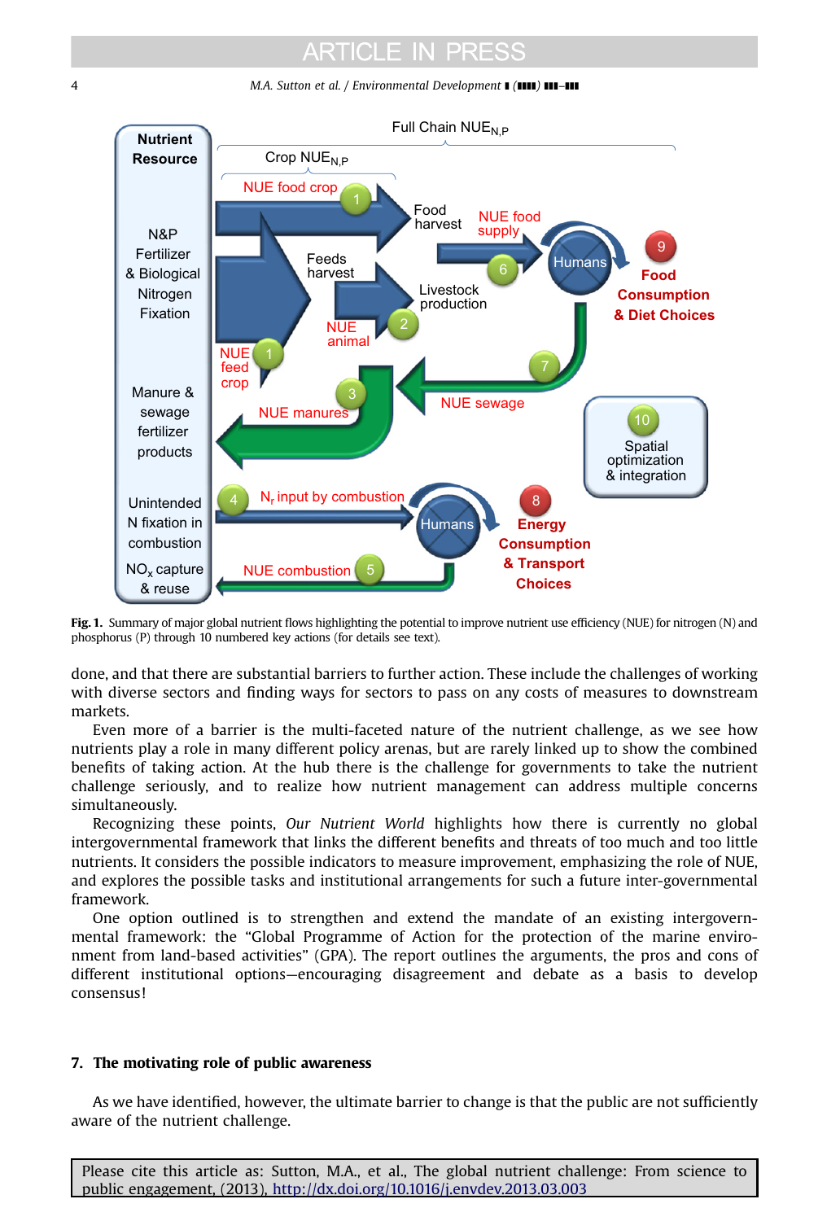**Fig. 1.** Summary of major global nutrient flows highlighting the potential to improve nutrient use efficiency (NUE) for nitrogen (N) and phosphorus (P) through 10 numbered key actions (for details see text).

done, and that there are substantial barriers to further action. These include the challenges of working with diverse sectors and finding ways for sectors to pass on any costs of measures to downstream markets.

Even more of a barrier is the multi-faceted nature of the nutrient challenge, as we see how nutrients play a role in many different policy arenas, but are rarely linked up to show the combined benefits of taking action. At the hub there is the challenge for governments to take the nutrient challenge seriously, and to realize how nutrient management can address multiple concerns simultaneously.

Recognizing these points, *Our Nutrient World* highlights how there is currently no global intergovernmental framework that links the different benefits and threats of too much and too little nutrients. It considers the possible indicators to measure improvement, emphasizing the role of NUE, and explores the possible tasks and institutional arrangements for such a future inter-governmental framework.

One option outlined is to strengthen and extend the mandate of an existing intergovernmental framework: the "Global Programme of Action for the protection of the marine environment from land-based activities" (GPA). The report outlines the arguments, the pros and cons of different institutional options—encouraging disagreement and debate as a basis to develop consensus!

## 7. The motivating role of public awareness

As we have identified, however, the ultimate barrier to change is that the public are not sufficiently aware of the nutrient challenge.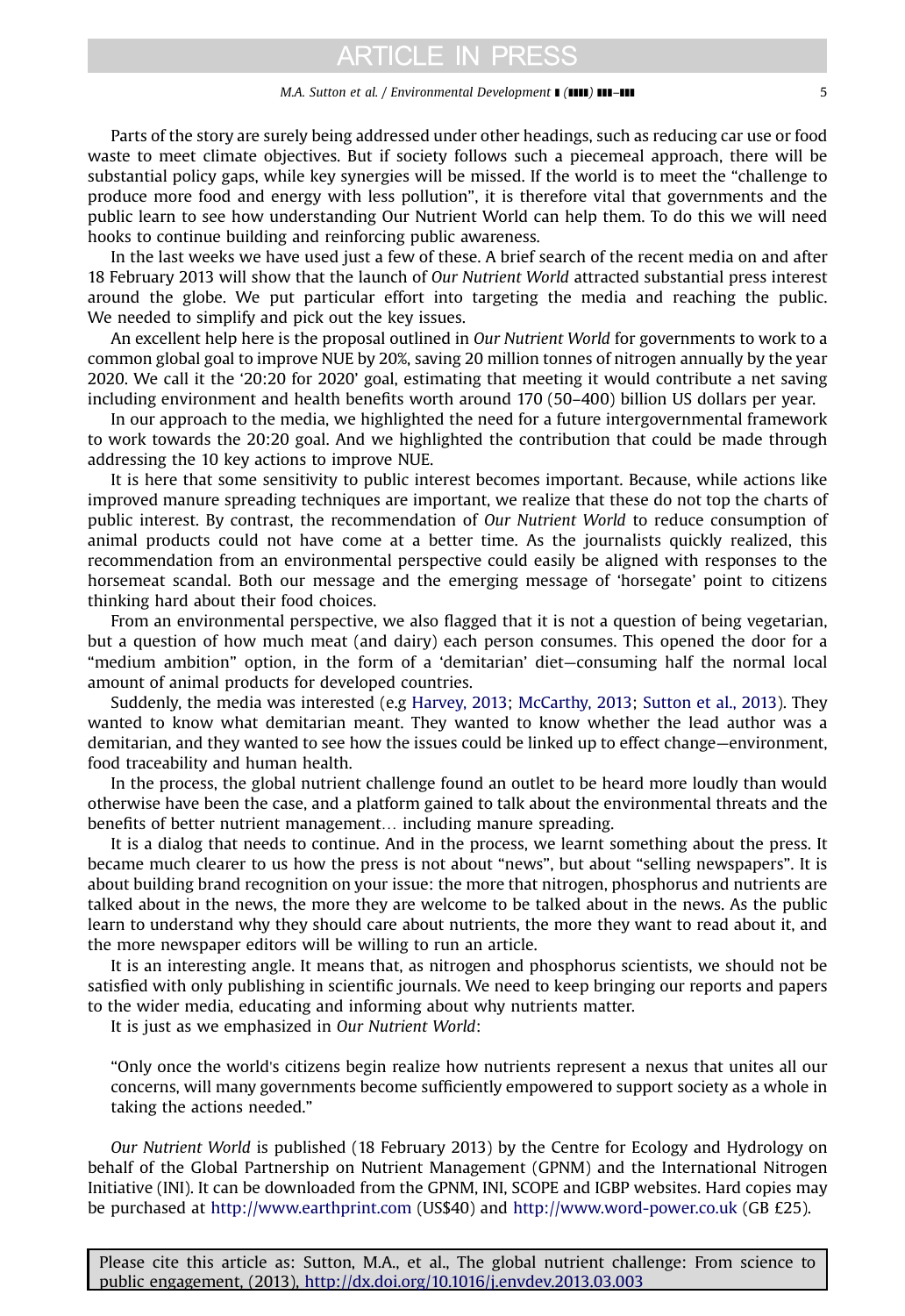Parts of the story are surely being addressed under other headings, such as reducing car use or food waste to meet climate objectives. But if society follows such a piecemeal approach, there will be substantial policy gaps, while key synergies will be missed. If the world is to meet the "challenge to produce more food and energy with less pollution", it is therefore vital that governments and the public learn to see how understanding Our Nutrient World can help them. To do this we will need hooks to continue building and reinforcing public awareness.

In the last weeks we have used just a few of these. A brief search of the recent media on and after 18 February 2013 will show that the launch of *Our Nutrient World* attracted substantial press interest around the globe. We put particular effort into targeting the media and reaching the public. We needed to simplify and pick out the key issues.

An excellent help here is the proposal outlined in *Our Nutrient World* for governments to work to a common global goal to improve NUE by 20%, saving 20 million tonnes of nitrogen annually by the year 2020. We call it the '20:20 for 2020' goal, estimating that meeting it would contribute a net saving including environment and health benefits worth around 170 (50–400) billion US dollars per year.

In our approach to the media, we highlighted the need for a future intergovernmental framework to work towards the 20:20 goal. And we highlighted the contribution that could be made through addressing the 10 key actions to improve NUE.

It is here that some sensitivity to public interest becomes important. Because, while actions like improved manure spreading techniques are important, we realize that these do not top the charts of public interest. By contrast, the recommendation of *Our Nutrient World* to reduce consumption of animal products could not have come at a better time. As the journalists quickly realized, this recommendation from an environmental perspective could easily be aligned with responses to the horsemeat scandal. Both our message and the emerging message of 'horsegate' point to citizens thinking hard about their food choices.

From an environmental perspective, we also flagged that it is not a question of being vegetarian, but a question of how much meat (and dairy) each person consumes. This opened the door for a "medium ambition" option, in the form of a 'demitarian' diet—consuming half the normal local amount of animal products for developed countries.

Suddenly, the media was interested (e.g Harvey, 2013; McCarthy, 2013; Sutton et al., 2013). They wanted to know what demitarian meant. They wanted to know whether the lead author was a demitarian, and they wanted to see how the issues could be linked up to effect change—environment, food traceability and human health.

In the process, the global nutrient challenge found an outlet to be heard more loudly than would otherwise have been the case, and a platform gained to talk about the environmental threats and the benefits of better nutrient management… including manure spreading.

It is a dialog that needs to continue. And in the process, we learnt something about the press. It became much clearer to us how the press is not about "news", but about "selling newspapers". It is about building brand recognition on your issue: the more that nitrogen, phosphorus and nutrients are talked about in the news, the more they are welcome to be talked about in the news. As the public learn to understand why they should care about nutrients, the more they want to read about it, and the more newspaper editors will be willing to run an article.

It is an interesting angle. It means that, as nitrogen and phosphorus scientists, we should not be satisfied with only publishing in scientific journals. We need to keep bringing our reports and papers to the wider media, educating and informing about why nutrients matter.

It is just as we emphasized in *Our Nutrient World*:

> "Only once the world's citizens begin realize how nutrients represent a nexus that unites all our concerns, will many governments become sufficiently empowered to support society as a whole in taking the actions needed."

*Our Nutrient World* is published (18 February 2013) by the Centre for Ecology and Hydrology on behalf of the Global Partnership on Nutrient Management (GPNM) and the International Nitrogen Initiative (INI). It can be downloaded from the GPNM, INI, SCOPE and IGBP websites. Hard copies may be purchased at http://www.earthprint.com (US$40) and http://www.word-power.co.uk (GB £25).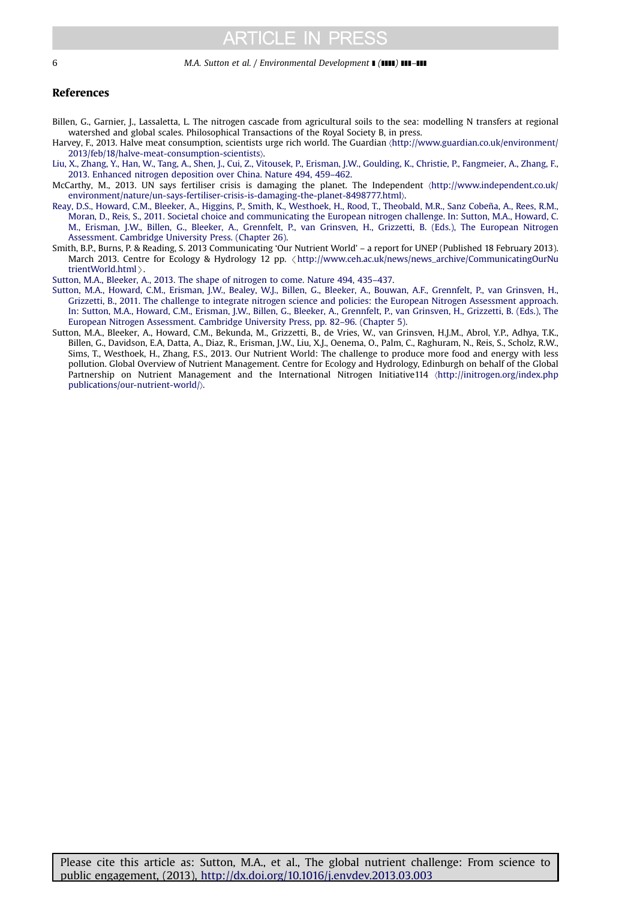## References

Billen, G., Garnier, J., Lassaletta, L. The nitrogen cascade from agricultural soils to the sea: modelling N transfers at regional watershed and global scales. Philosophical Transactions of the Royal Society B, in press.

Harvey, F., 2013. Halve meat consumption, scientists urge rich world. The Guardian 〈http://www.guardian.co.uk/environment/2013/feb/18/halve-meat-consumption-scientists〉.

Liu, X., Zhang, Y., Han, W., Tang, A., Shen, J., Cui, Z., Vitousek, P., Erisman, J.W., Goulding, K., Christie, P., Fangmeier, A., Zhang, F., 2013. Enhanced nitrogen deposition over China. Nature 494, 459–462.

McCarthy, M., 2013. UN says fertiliser crisis is damaging the planet. The Independent 〈http://www.independent.co.uk/environment/nature/un-says-fertiliser-crisis-is-damaging-the-planet-8498777.html〉.

Reay, D.S., Howard, C.M., Bleeker, A., Higgins, P., Smith, K., Westhoek, H., Rood, T., Theobald, M.R., Sanz Cobeña, A., Rees, R.M., Moran, D., Reis, S., 2011. Societal choice and communicating the European nitrogen challenge. In: Sutton, M.A., Howard, C.M., Erisman, J.W., Billen, G., Bleeker, A., Grennfelt, P., van Grinsven, H., Grizzetti, B. (Eds.), The European Nitrogen Assessment. Cambridge University Press. (Chapter 26).

Smith, B.P., Burns, P. & Reading, S. 2013 Communicating 'Our Nutrient World' – a report for UNEP (Published 18 February 2013). March 2013. Centre for Ecology & Hydrology 12 pp. 〈http://www.ceh.ac.uk/news/news_archive/CommunicatingOurNutrientWorld.html〉.

Sutton, M.A., Bleeker, A., 2013. The shape of nitrogen to come. Nature 494, 435–437.

Sutton, M.A., Howard, C.M., Erisman, J.W., Bealey, W.J., Billen, G., Bleeker, A., Bouwan, A.F., Grennfelt, P., van Grinsven, H., Grizzetti, B., 2011. The challenge to integrate nitrogen science and policies: the European Nitrogen Assessment approach. In: Sutton, M.A., Howard, C.M., Erisman, J.W., Billen, G., Bleeker, A., Grennfelt, P., van Grinsven, H., Grizzetti, B. (Eds.), The European Nitrogen Assessment. Cambridge University Press, pp. 82–96. (Chapter 5).

Sutton, M.A., Bleeker, A., Howard, C.M., Bekunda, M., Grizzetti, B., de Vries, W., van Grinsven, H.J.M., Abrol, Y.P., Adhya, T.K., Billen, G., Davidson, E.A, Datta, A., Diaz, R., Erisman, J.W., Liu, X.J., Oenema, O., Palm, C., Raghuram, N., Reis, S., Scholz, R.W., Sims, T., Westhoek, H., Zhang, F.S., 2013. Our Nutrient World: The challenge to produce more food and energy with less pollution. Global Overview of Nutrient Management. Centre for Ecology and Hydrology, Edinburgh on behalf of the Global Partnership on Nutrient Management and the International Nitrogen Initiative114 〈http://initrogen.org/index.php publications/our-nutrient-world/〉.

Please cite this article as: Sutton, M.A., et al., The global nutrient challenge: From science to public engagement, (2013), http://dx.doi.org/10.1016/j.envdev.2013.03.003